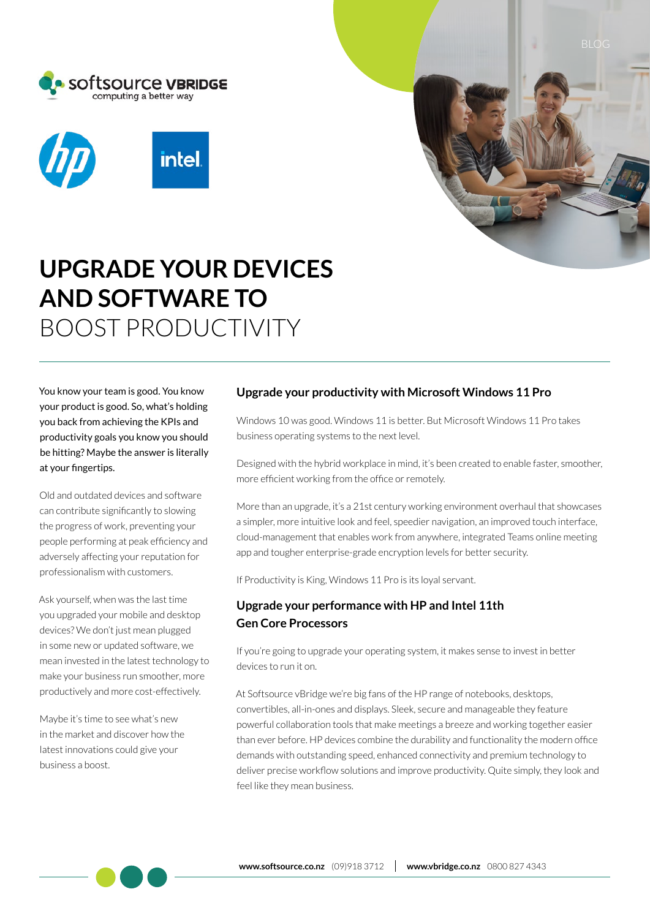BLOG

# UPGRADE YOUR DEVICES AND SOFTWARE TO BOOST PRODUCTIVITY

You know your team is good. You know your product is good. So, what's holding you back from achieving the KPIs and productivity goals you know you should be hitting? Maybe the answer is literally at your fingertips.

Old and outdated devices and software can contribute significantly to slowing the progress of work, preventing your people performing at peak efficiency and adversely affecting your reputation for professionalism with customers.

Ask yourself, when was the last time you upgraded your mobile and desktop devices? We don't just mean plugged in some new or updated software, we mean invested in the latest technology to make your business run smoother, more productively and more cost-effectively.

Maybe it's time to see what's new in the market and discover how the latest innovations could give your business a boost.

## Upgrade your productivity with Microsoft Windows 11 Pro

Windows 10 was good. Windows 11 is better. But Microsoft Windows 11 Pro takes business operating systems to the next level.

Designed with the hybrid workplace in mind, it's been created to enable faster, smoother, more efficient working from the office or remotely.

More than an upgrade, it's a 21st century working environment overhaul that showcases a simpler, more intuitive look and feel, speedier navigation, an improved touch interface, cloud-management that enables work from anywhere, integrated Teams online meeting app and tougher enterprise-grade encryption levels for better security.

If Productivity is King, Windows 11 Pro is its loyal servant.

## Upgrade your performance with HP and Intel 11th Gen Core Processors

If you're going to upgrade your operating system, it makes sense to invest in better devices to run it on.

At Softsource vBridge we're big fans of the HP range of notebooks, desktops, convertibles, all-in-ones and displays. Sleek, secure and manageable they feature powerful collaboration tools that make meetings a breeze and working together easier than ever before. HP devices combine the durability and functionality the modern office demands with outstanding speed, enhanced connectivity and premium technology to deliver precise workflow solutions and improve productivity. Quite simply, they look and feel like they mean business.

**www.softsource.co.nz** (09)918 3712 | **www.vbridge.co.nz** 0800 827 4343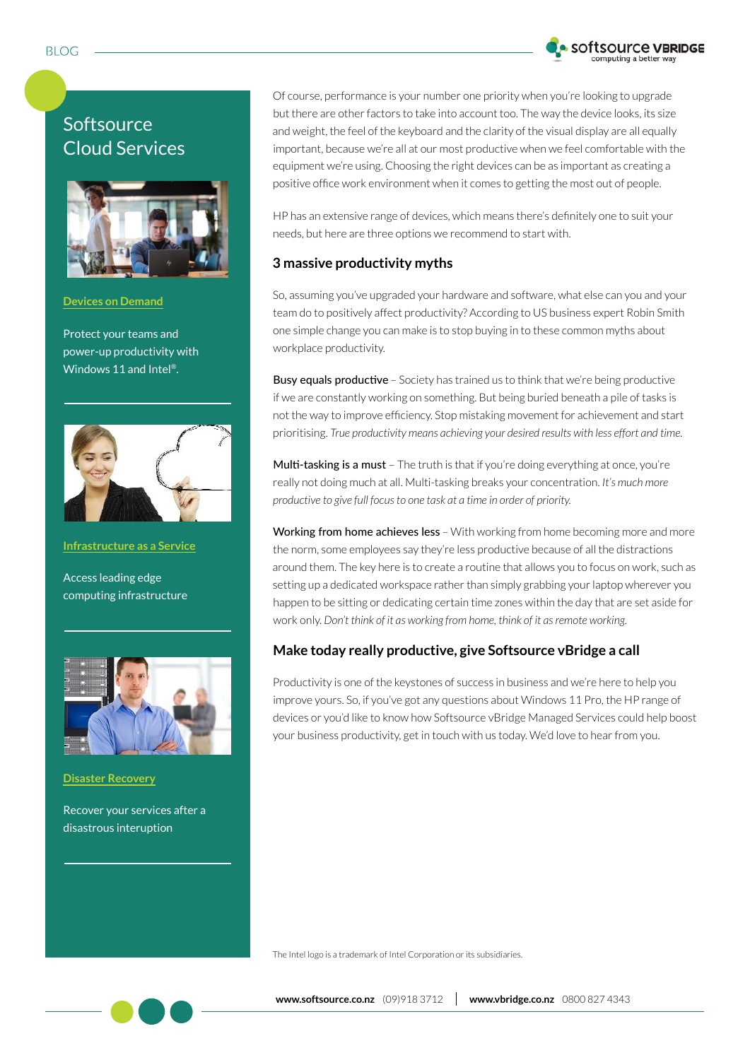## Softsource Cloud Services

**Devices on Demand**

Protect your teams and power-up productivity with Windows 11 and Intel®.

**Infrastructure as a Service**

Access leading edge computing infrastructure

**Disaster Recovery**

Recover your services after a disastrous interuption

Of course, performance is your number one priority when you're looking to upgrade but there are other factors to take into account too. The way the device looks, its size and weight, the feel of the keyboard and the clarity of the visual display are all equally important, because we're all at our most productive when we feel comfortable with the equipment we're using. Choosing the right devices can be as important as creating a positive office work environment when it comes to getting the most out of people.

HP has an extensive range of devices, which means there's definitely one to suit your needs, but here are three options we recommend to start with.

### 3 massive productivity myths

So, assuming you've upgraded your hardware and software, what else can you and your team do to positively affect productivity? According to US business expert Robin Smith one simple change you can make is to stop buying in to these common myths about workplace productivity.

**Busy equals productive** – Society has trained us to think that we're being productive if we are constantly working on something. But being buried beneath a pile of tasks is not the way to improve efficiency. Stop mistaking movement for achievement and start prioritising. *True productivity means achieving your desired results with less effort and time.*

**Multi-tasking is a must** – The truth is that if you're doing everything at once, you're really not doing much at all. Multi-tasking breaks your concentration. *It's much more productive to give full focus to one task at a time in order of priority.*

**Working from home achieves less** – With working from home becoming more and more the norm, some employees say they're less productive because of all the distractions around them. The key here is to create a routine that allows you to focus on work, such as setting up a dedicated workspace rather than simply grabbing your laptop wherever you happen to be sitting or dedicating certain time zones within the day that are set aside for work only. *Don't think of it as working from home, think of it as remote working.*

### Make today really productive, give Softsource vBridge a call

Productivity is one of the keystones of success in business and we're here to help you improve yours. So, if you've got any questions about Windows 11 Pro, the HP range of devices or you'd like to know how Softsource vBridge Managed Services could help boost your business productivity, get in touch with us today. We'd love to hear from you.

The Intel logo is a trademark of Intel Corporation or its subsidiaries.

**www.softsource.co.nz** (09)918 3712 | **www.vbridge.co.nz** 0800 827 4343